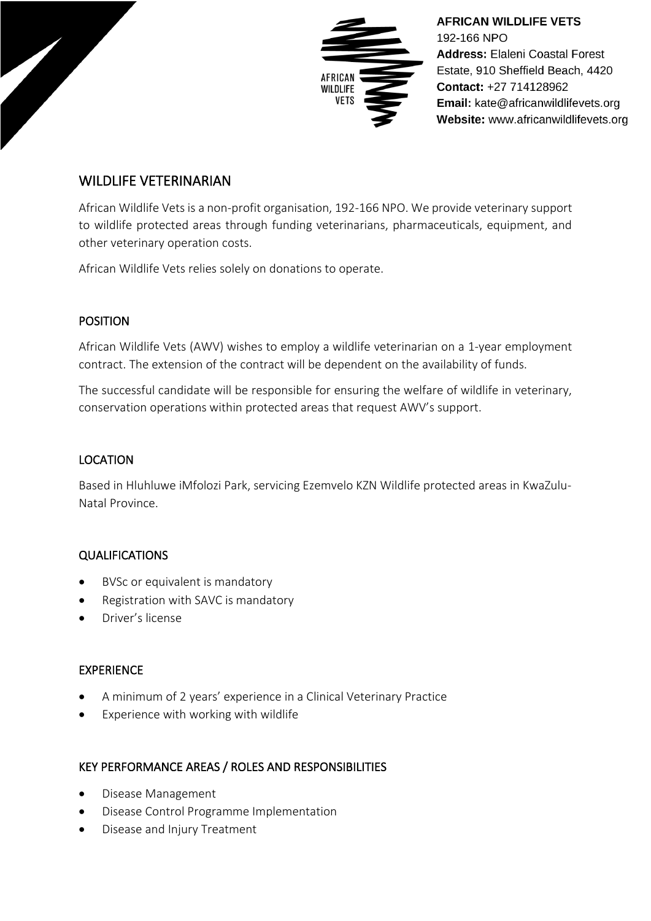**AFRICAN WILDLIFE VETS**
192-166 NPO
**Address:** Elaleni Coastal Forest Estate, 910 Sheffield Beach, 4420
**Contact:** +27 714128962
**Email:** kate@africanwildlifevets.org
**Website:** www.africanwildlifevets.org

# WILDLIFE VETERINARIAN

African Wildlife Vets is a non-profit organisation, 192-166 NPO. We provide veterinary support to wildlife protected areas through funding veterinarians, pharmaceuticals, equipment, and other veterinary operation costs.

African Wildlife Vets relies solely on donations to operate.

## POSITION

African Wildlife Vets (AWV) wishes to employ a wildlife veterinarian on a 1-year employment contract. The extension of the contract will be dependent on the availability of funds.

The successful candidate will be responsible for ensuring the welfare of wildlife in veterinary, conservation operations within protected areas that request AWV's support.

## LOCATION

Based in Hluhluwe iMfolozi Park, servicing Ezemvelo KZN Wildlife protected areas in KwaZulu-Natal Province.

## QUALIFICATIONS

- BVSc or equivalent is mandatory
- Registration with SAVC is mandatory
- Driver's license

## EXPERIENCE

- A minimum of 2 years' experience in a Clinical Veterinary Practice
- Experience with working with wildlife

## KEY PERFORMANCE AREAS / ROLES AND RESPONSIBILITIES

- Disease Management
- Disease Control Programme Implementation
- Disease and Injury Treatment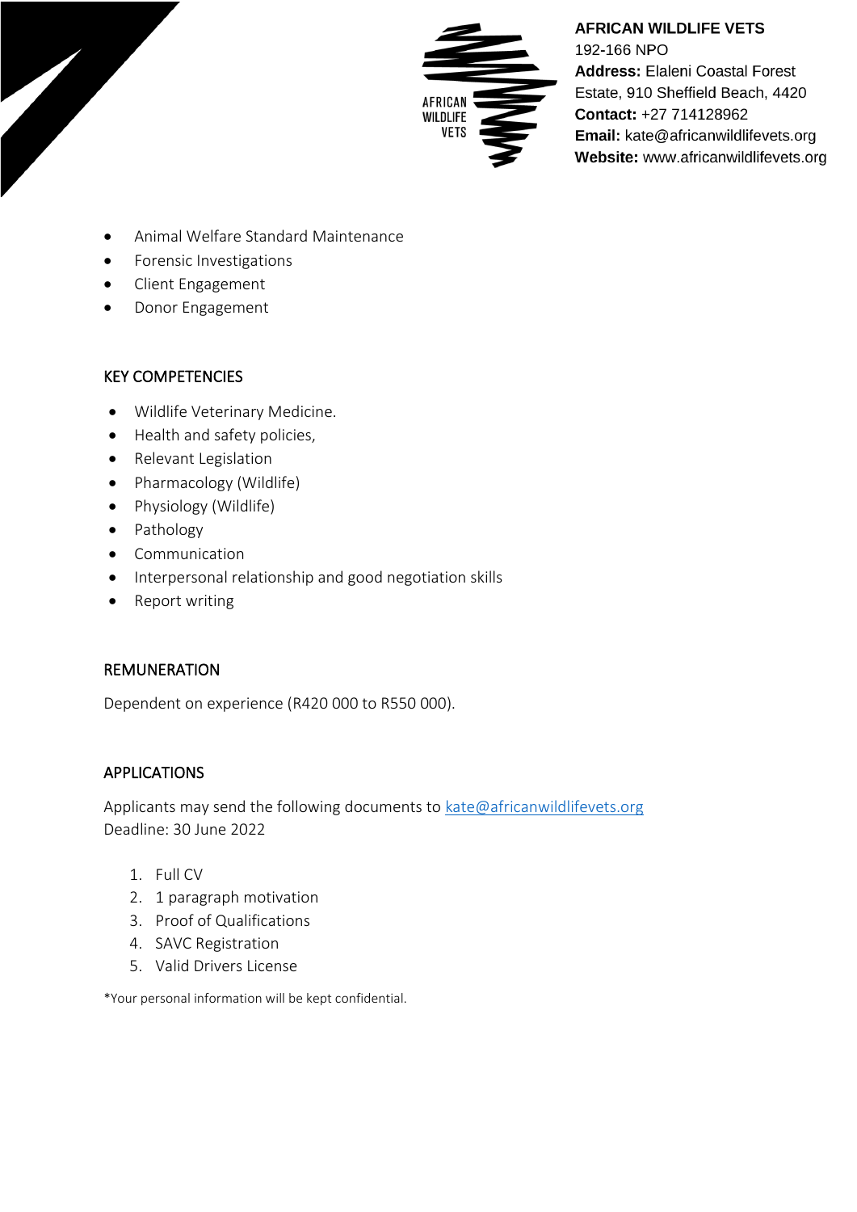**AFRICAN WILDLIFE VETS**
192-166 NPO
**Address:** Elaleni Coastal Forest Estate, 910 Sheffield Beach, 4420
**Contact:** +27 714128962
**Email:** kate@africanwildlifevets.org
**Website:** www.africanwildlifevets.org

- Animal Welfare Standard Maintenance
- Forensic Investigations
- Client Engagement
- Donor Engagement

## KEY COMPETENCIES

- Wildlife Veterinary Medicine.
- Health and safety policies,
- Relevant Legislation
- Pharmacology (Wildlife)
- Physiology (Wildlife)
- Pathology
- Communication
- Interpersonal relationship and good negotiation skills
- Report writing

## REMUNERATION

Dependent on experience (R420 000 to R550 000).

## APPLICATIONS

Applicants may send the following documents to kate@africanwildlifevets.org
Deadline: 30 June 2022

1. Full CV
2. 1 paragraph motivation
3. Proof of Qualifications
4. SAVC Registration
5. Valid Drivers License

*Your personal information will be kept confidential.